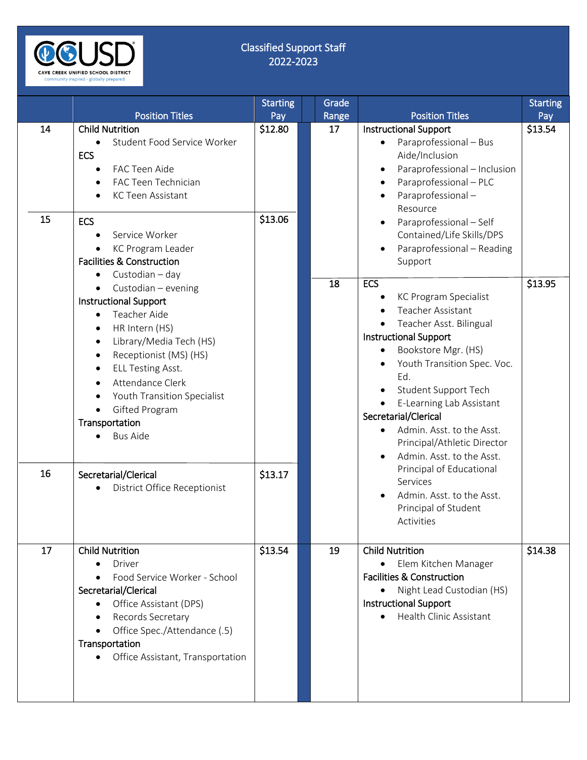# Classified Support Staff
## 2022-2023

| Grade Range | Position Titles | Starting Pay |
|---|---|---|
| 14 | **Child Nutrition**<br>• Student Food Service Worker<br>**ECS**<br>• FAC Teen Aide<br>• FAC Teen Technician<br>• KC Teen Assistant | $12.80 |
| 15 | **ECS**<br>• Service Worker<br>• KC Program Leader<br>**Facilities & Construction**<br>• Custodian – day<br>• Custodian – evening<br>**Instructional Support**<br>• Teacher Aide<br>• HR Intern (HS)<br>• Library/Media Tech (HS)<br>• Receptionist (MS) (HS)<br>• ELL Testing Asst.<br>• Attendance Clerk<br>• Youth Transition Specialist<br>• Gifted Program<br>**Transportation**<br>• Bus Aide | $13.06 |
| 16 | **Secretarial/Clerical**<br>• District Office Receptionist | $13.17 |
| 17 | **Child Nutrition**<br>• Driver<br>• Food Service Worker - School<br>**Secretarial/Clerical**<br>• Office Assistant (DPS)<br>• Records Secretary<br>• Office Spec./Attendance (.5)<br>**Transportation**<br>• Office Assistant, Transportation | $13.54 |
| 17 | **Instructional Support**<br>• Paraprofessional – Bus Aide/Inclusion<br>• Paraprofessional – Inclusion<br>• Paraprofessional – PLC<br>• Paraprofessional – Resource<br>• Paraprofessional – Self Contained/Life Skills/DPS<br>• Paraprofessional – Reading Support | $13.54 |
| 18 | **ECS**<br>• KC Program Specialist<br>• Teacher Assistant<br>• Teacher Asst. Bilingual<br>**Instructional Support**<br>• Bookstore Mgr. (HS)<br>• Youth Transition Spec. Voc. Ed.<br>• Student Support Tech<br>• E-Learning Lab Assistant<br>**Secretarial/Clerical**<br>• Admin. Asst. to the Asst. Principal/Athletic Director<br>• Admin. Asst. to the Asst. Principal of Educational Services<br>• Admin. Asst. to the Asst. Principal of Student Activities | $13.95 |
| 19 | **Child Nutrition**<br>• Elem Kitchen Manager<br>**Facilities & Construction**<br>• Night Lead Custodian (HS)<br>**Instructional Support**<br>• Health Clinic Assistant | $14.38 |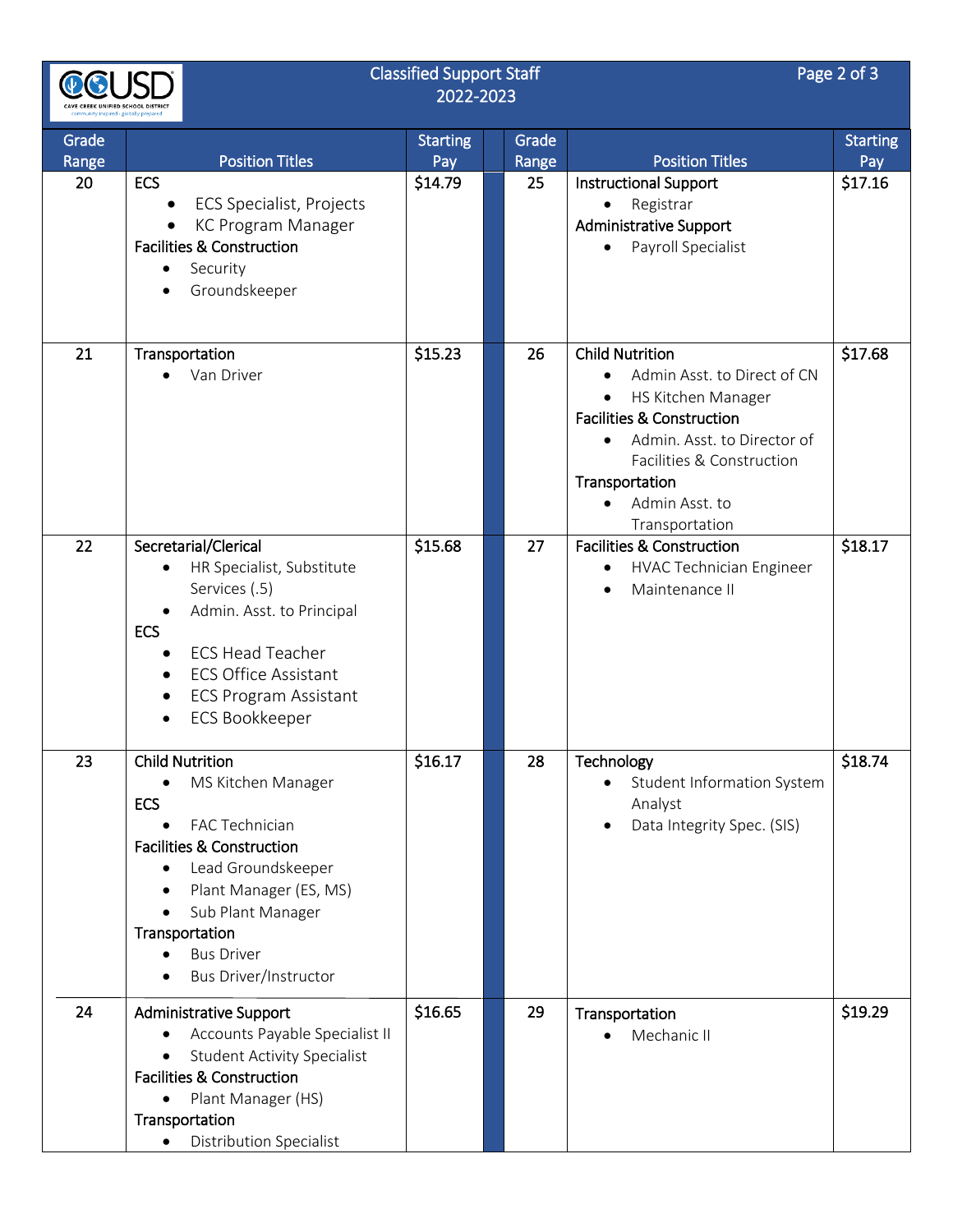# Classified Support Staff 2022-2023

| Grade Range | Position Titles | Starting Pay | Grade Range | Position Titles | Starting Pay |
|---|---|---|---|---|---|
| 20 | **ECS**<br>• ECS Specialist, Projects<br>• KC Program Manager<br>**Facilities & Construction**<br>• Security<br>• Groundskeeper | $14.79 | 25 | **Instructional Support**<br>• Registrar<br>**Administrative Support**<br>• Payroll Specialist | $17.16 |
| 21 | **Transportation**<br>• Van Driver | $15.23 | 26 | **Child Nutrition**<br>• Admin Asst. to Direct of CN<br>• HS Kitchen Manager<br>**Facilities & Construction**<br>• Admin. Asst. to Director of Facilities & Construction<br>**Transportation**<br>• Admin Asst. to Transportation | $17.68 |
| 22 | **Secretarial/Clerical**<br>• HR Specialist, Substitute Services (.5)<br>• Admin. Asst. to Principal<br>**ECS**<br>• ECS Head Teacher<br>• ECS Office Assistant<br>• ECS Program Assistant<br>• ECS Bookkeeper | $15.68 | 27 | **Facilities & Construction**<br>• HVAC Technician Engineer<br>• Maintenance II | $18.17 |
| 23 | **Child Nutrition**<br>• MS Kitchen Manager<br>**ECS**<br>• FAC Technician<br>**Facilities & Construction**<br>• Lead Groundskeeper<br>• Plant Manager (ES, MS)<br>• Sub Plant Manager<br>**Transportation**<br>• Bus Driver<br>• Bus Driver/Instructor | $16.17 | 28 | **Technology**<br>• Student Information System Analyst<br>• Data Integrity Spec. (SIS) | $18.74 |
| 24 | **Administrative Support**<br>• Accounts Payable Specialist II<br>• Student Activity Specialist<br>**Facilities & Construction**<br>• Plant Manager (HS)<br>**Transportation**<br>• Distribution Specialist | $16.65 | 29 | **Transportation**<br>• Mechanic II | $19.29 |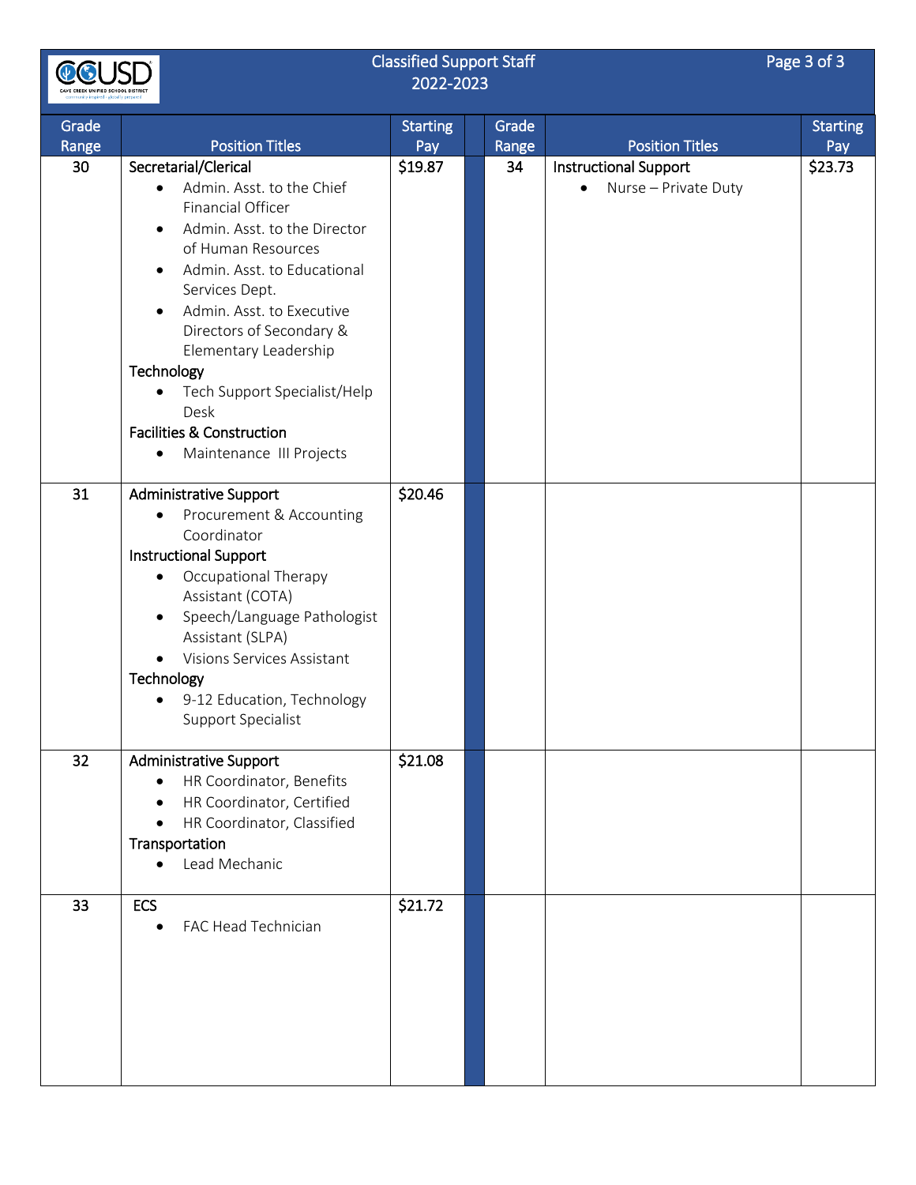# Classified Support Staff 2022-2023

| Grade Range | Position Titles | Starting Pay | | Grade Range | Position Titles | Starting Pay |
|---|---|---|---|---|---|---|
| 30 | **Secretarial/Clerical**<br>• Admin. Asst. to the Chief Financial Officer<br>• Admin. Asst. to the Director of Human Resources<br>• Admin. Asst. to Educational Services Dept.<br>• Admin. Asst. to Executive Directors of Secondary & Elementary Leadership<br>**Technology**<br>• Tech Support Specialist/Help Desk<br>**Facilities & Construction**<br>• Maintenance III Projects | $19.87 | | 34 | **Instructional Support**<br>• Nurse – Private Duty | $23.73 |
| 31 | **Administrative Support**<br>• Procurement & Accounting Coordinator<br>**Instructional Support**<br>• Occupational Therapy Assistant (COTA)<br>• Speech/Language Pathologist Assistant (SLPA)<br>• Visions Services Assistant<br>**Technology**<br>• 9-12 Education, Technology Support Specialist | $20.46 | | | | |
| 32 | **Administrative Support**<br>• HR Coordinator, Benefits<br>• HR Coordinator, Certified<br>• HR Coordinator, Classified<br>**Transportation**<br>• Lead Mechanic | $21.08 | | | | |
| 33 | **ECS**<br>• FAC Head Technician | $21.72 | | | | |